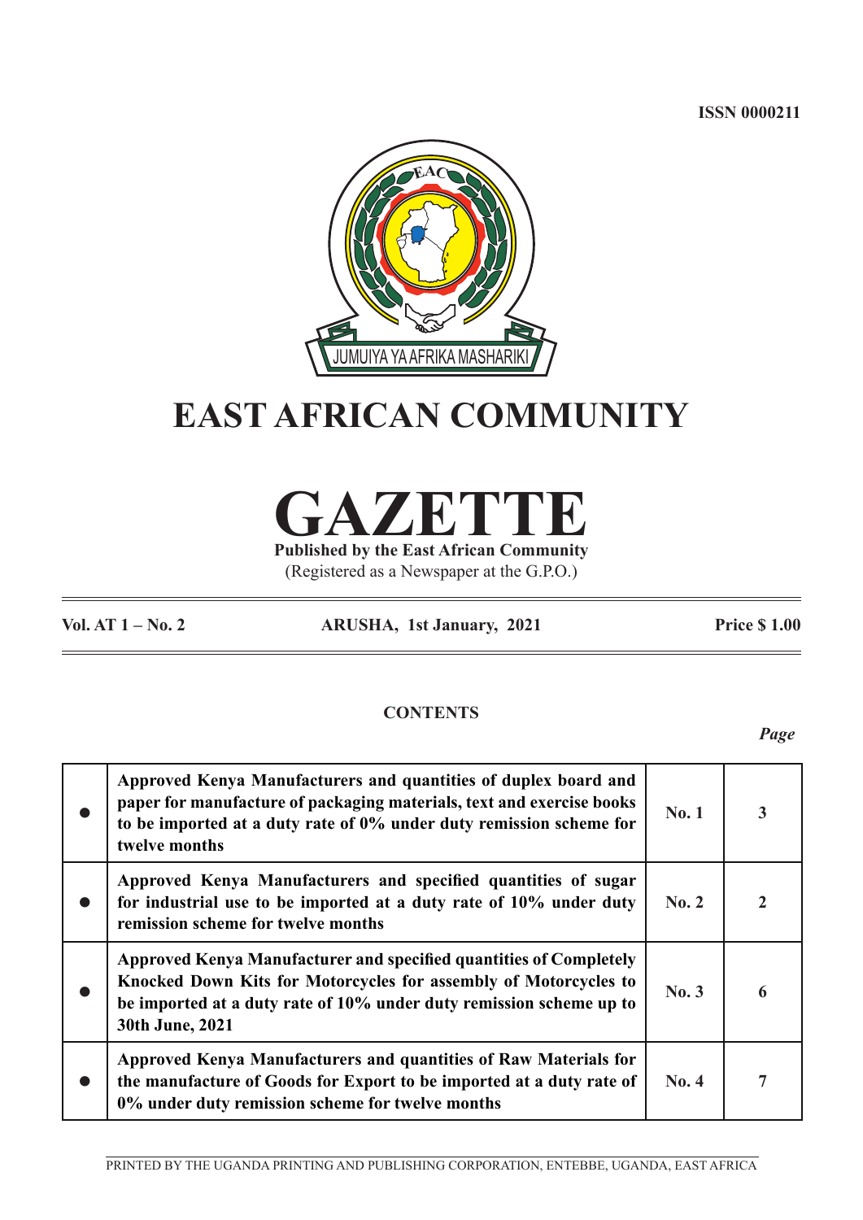ISSN 0000211

JUMUIYA YA AFRIKA MASHARIKI

# EAST AFRICAN COMMUNITY

# GAZETTE

**Published by the East African Community**

(Registered as a Newspaper at the G.P.O.)

**Vol. AT 1 – No. 2** **ARUSHA, 1st January, 2021** **Price $ 1.00**

## CONTENTS

| | | | *Page* |
|---|---|---|---|
| ● | **Approved Kenya Manufacturers and quantities of duplex board and paper for manufacture of packaging materials, text and exercise books to be imported at a duty rate of 0% under duty remission scheme for twelve months** | **No. 1** | **3** |
| ● | **Approved Kenya Manufacturers and specified quantities of sugar for industrial use to be imported at a duty rate of 10% under duty remission scheme for twelve months** | **No. 2** | **2** |
| ● | **Approved Kenya Manufacturer and specified quantities of Completely Knocked Down Kits for Motorcycles for assembly of Motorcycles to be imported at a duty rate of 10% under duty remission scheme up to 30th June, 2021** | **No. 3** | **6** |
| ● | **Approved Kenya Manufacturers and quantities of Raw Materials for the manufacture of Goods for Export to be imported at a duty rate of 0% under duty remission scheme for twelve months** | **No. 4** | **7** |

PRINTED BY THE UGANDA PRINTING AND PUBLISHING CORPORATION, ENTEBBE, UGANDA, EAST AFRICA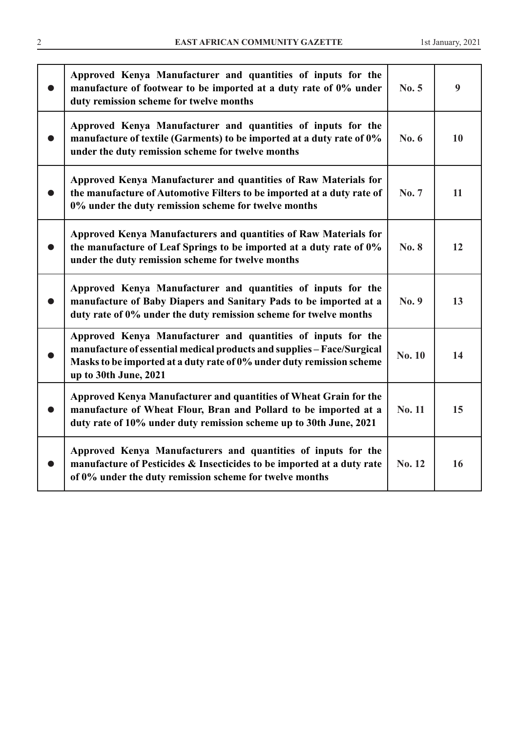| | | | |
|---|---|---|---|
| ● | **Approved Kenya Manufacturer and quantities of inputs for the manufacture of footwear to be imported at a duty rate of 0% under duty remission scheme for twelve months** | **No. 5** | **9** |
| ● | **Approved Kenya Manufacturer and quantities of inputs for the manufacture of textile (Garments) to be imported at a duty rate of 0% under the duty remission scheme for twelve months** | **No. 6** | **10** |
| ● | **Approved Kenya Manufacturer and quantities of Raw Materials for the manufacture of Automotive Filters to be imported at a duty rate of 0% under the duty remission scheme for twelve months** | **No. 7** | **11** |
| ● | **Approved Kenya Manufacturers and quantities of Raw Materials for the manufacture of Leaf Springs to be imported at a duty rate of 0% under the duty remission scheme for twelve months** | **No. 8** | **12** |
| ● | **Approved Kenya Manufacturer and quantities of inputs for the manufacture of Baby Diapers and Sanitary Pads to be imported at a duty rate of 0% under the duty remission scheme for twelve months** | **No. 9** | **13** |
| ● | **Approved Kenya Manufacturer and quantities of inputs for the manufacture of essential medical products and supplies – Face/Surgical Masks to be imported at a duty rate of 0% under duty remission scheme up to 30th June, 2021** | **No. 10** | **14** |
| ● | **Approved Kenya Manufacturer and quantities of Wheat Grain for the manufacture of Wheat Flour, Bran and Pollard to be imported at a duty rate of 10% under duty remission scheme up to 30th June, 2021** | **No. 11** | **15** |
| ● | **Approved Kenya Manufacturers and quantities of inputs for the manufacture of Pesticides & Insecticides to be imported at a duty rate of 0% under the duty remission scheme for twelve months** | **No. 12** | **16** |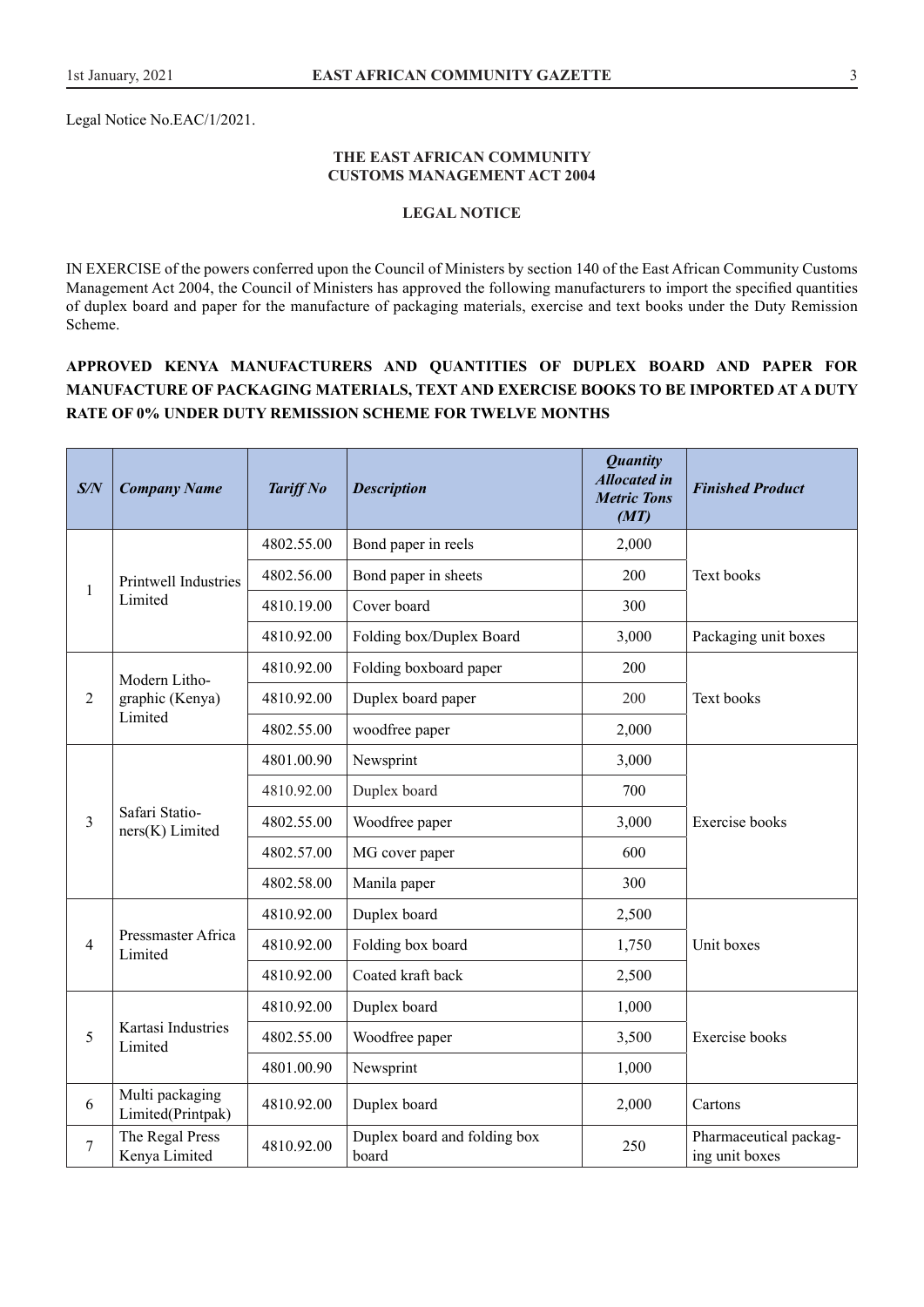Legal Notice No.EAC/1/2021.

**THE EAST AFRICAN COMMUNITY**
**CUSTOMS MANAGEMENT ACT 2004**

**LEGAL NOTICE**

IN EXERCISE of the powers conferred upon the Council of Ministers by section 140 of the East African Community Customs Management Act 2004, the Council of Ministers has approved the following manufacturers to import the specified quantities of duplex board and paper for the manufacture of packaging materials, exercise and text books under the Duty Remission Scheme.

**APPROVED KENYA MANUFACTURERS AND QUANTITIES OF DUPLEX BOARD AND PAPER FOR MANUFACTURE OF PACKAGING MATERIALS, TEXT AND EXERCISE BOOKS TO BE IMPORTED AT A DUTY RATE OF 0% UNDER DUTY REMISSION SCHEME FOR TWELVE MONTHS**

| ***S/N*** | ***Company Name*** | ***Tariff No*** | ***Description*** | ***Quantity Allocated in Metric Tons (MT)*** | ***Finished Product*** |
|---|---|---|---|---|---|
| 1 | Printwell Industries Limited | 4802.55.00 | Bond paper in reels | 2,000 | Text books |
| | | 4802.56.00 | Bond paper in sheets | 200 | |
| | | 4810.19.00 | Cover board | 300 | |
| | | 4810.92.00 | Folding box/Duplex Board | 3,000 | Packaging unit boxes |
| 2 | Modern Litho-graphic (Kenya) Limited | 4810.92.00 | Folding boxboard paper | 200 | Text books |
| | | 4810.92.00 | Duplex board paper | 200 | |
| | | 4802.55.00 | woodfree paper | 2,000 | |
| 3 | Safari Statio-ners(K) Limited | 4801.00.90 | Newsprint | 3,000 | Exercise books |
| | | 4810.92.00 | Duplex board | 700 | |
| | | 4802.55.00 | Woodfree paper | 3,000 | |
| | | 4802.57.00 | MG cover paper | 600 | |
| | | 4802.58.00 | Manila paper | 300 | |
| 4 | Pressmaster Africa Limited | 4810.92.00 | Duplex board | 2,500 | Unit boxes |
| | | 4810.92.00 | Folding box board | 1,750 | |
| | | 4810.92.00 | Coated kraft back | 2,500 | |
| 5 | Kartasi Industries Limited | 4810.92.00 | Duplex board | 1,000 | Exercise books |
| | | 4802.55.00 | Woodfree paper | 3,500 | |
| | | 4801.00.90 | Newsprint | 1,000 | |
| 6 | Multi packaging Limited(Printpak) | 4810.92.00 | Duplex board | 2,000 | Cartons |
| 7 | The Regal Press Kenya Limited | 4810.92.00 | Duplex board and folding box board | 250 | Pharmaceutical packag-ing unit boxes |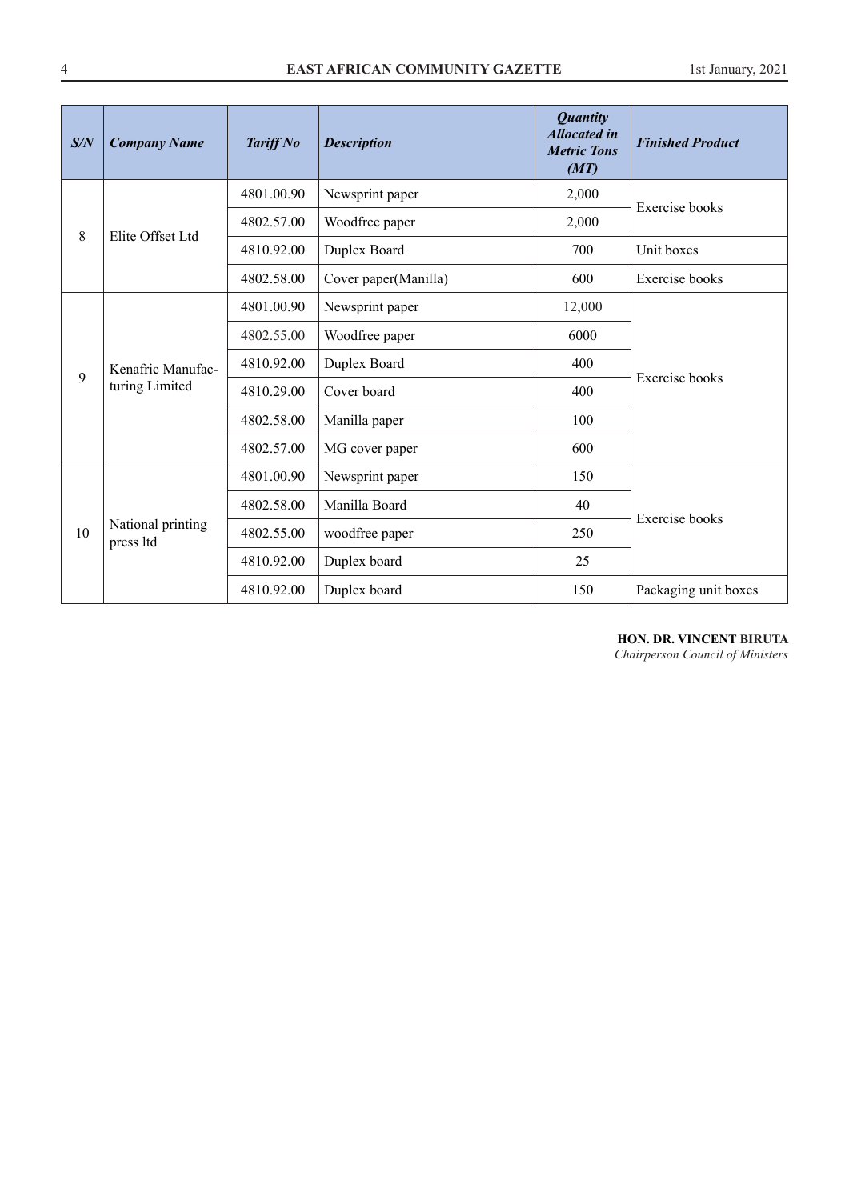| *S/N* | *Company Name* | *Tariff No* | *Description* | *Quantity Allocated in Metric Tons (MT)* | *Finished Product* |
|---|---|---|---|---|---|
| 8 | Elite Offset Ltd | 4801.00.90 | Newsprint paper | 2,000 | Exercise books |
| | | 4802.57.00 | Woodfree paper | 2,000 | |
| | | 4810.92.00 | Duplex Board | 700 | Unit boxes |
| | | 4802.58.00 | Cover paper(Manilla) | 600 | Exercise books |
| 9 | Kenafric Manufacturing Limited | 4801.00.90 | Newsprint paper | 12,000 | Exercise books |
| | | 4802.55.00 | Woodfree paper | 6000 | |
| | | 4810.92.00 | Duplex Board | 400 | |
| | | 4810.29.00 | Cover board | 400 | |
| | | 4802.58.00 | Manilla paper | 100 | |
| | | 4802.57.00 | MG cover paper | 600 | |
| 10 | National printing press ltd | 4801.00.90 | Newsprint paper | 150 | Exercise books |
| | | 4802.58.00 | Manilla Board | 40 | |
| | | 4802.55.00 | woodfree paper | 250 | |
| | | 4810.92.00 | Duplex board | 25 | |
| | | 4810.92.00 | Duplex board | 150 | Packaging unit boxes |

**HON. DR. VINCENT BIRUTA**
*Chairperson Council of Ministers*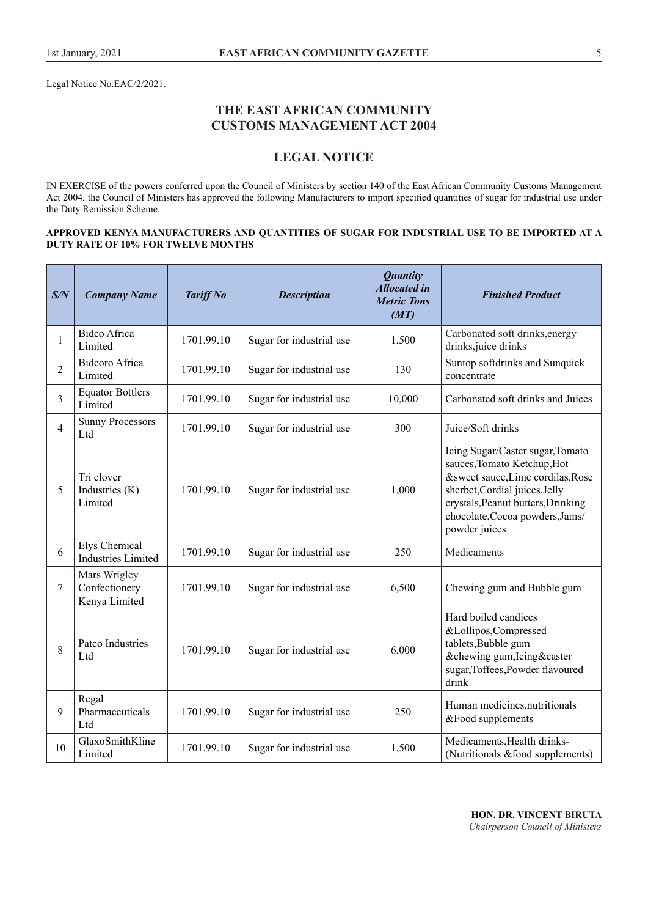Legal Notice No.EAC/2/2021.

## THE EAST AFRICAN COMMUNITY CUSTOMS MANAGEMENT ACT 2004

## LEGAL NOTICE

IN EXERCISE of the powers conferred upon the Council of Ministers by section 140 of the East African Community Customs Management Act 2004, the Council of Ministers has approved the following Manufacturers to import specified quantities of sugar for industrial use under the Duty Remission Scheme.

**APPROVED KENYA MANUFACTURERS AND QUANTITIES OF SUGAR FOR INDUSTRIAL USE TO BE IMPORTED AT A DUTY RATE OF 10% FOR TWELVE MONTHS**

| ***S/N*** | ***Company Name*** | ***Tariff No*** | ***Description*** | ***Quantity Allocated in Metric Tons (MT)*** | ***Finished Product*** |
|---|---|---|---|---|---|
| 1 | Bidco Africa Limited | 1701.99.10 | Sugar for industrial use | 1,500 | Carbonated soft drinks,energy drinks,juice drinks |
| 2 | Bidcoro Africa Limited | 1701.99.10 | Sugar for industrial use | 130 | Suntop softdrinks and Sunquick concentrate |
| 3 | Equator Bottlers Limited | 1701.99.10 | Sugar for industrial use | 10,000 | Carbonated soft drinks and Juices |
| 4 | Sunny Processors Ltd | 1701.99.10 | Sugar for industrial use | 300 | Juice/Soft drinks |
| 5 | Tri clover Industries (K) Limited | 1701.99.10 | Sugar for industrial use | 1,000 | Icing Sugar/Caster sugar,Tomato sauces,Tomato Ketchup,Hot &sweet sauce,Lime cordilas,Rose sherbet,Cordial juices,Jelly crystals,Peanut butters,Drinking chocolate,Cocoa powders,Jams/ powder juices |
| 6 | Elys Chemical Industries Limited | 1701.99.10 | Sugar for industrial use | 250 | Medicaments |
| 7 | Mars Wrigley Confectionery Kenya Limited | 1701.99.10 | Sugar for industrial use | 6,500 | Chewing gum and Bubble gum |
| 8 | Patco Industries Ltd | 1701.99.10 | Sugar for industrial use | 6,000 | Hard boiled candices &Lollipos,Compressed tablets,Bubble gum &chewing gum,Icing&caster sugar,Toffees,Powder flavoured drink |
| 9 | Regal Pharmaceuticals Ltd | 1701.99.10 | Sugar for industrial use | 250 | Human medicines,nutritionals &Food supplements |
| 10 | GlaxoSmithKline Limited | 1701.99.10 | Sugar for industrial use | 1,500 | Medicaments,Health drinks-(Nutritionals &food supplements) |

**HON. DR. VINCENT BIRUTA**
*Chairperson Council of Ministers*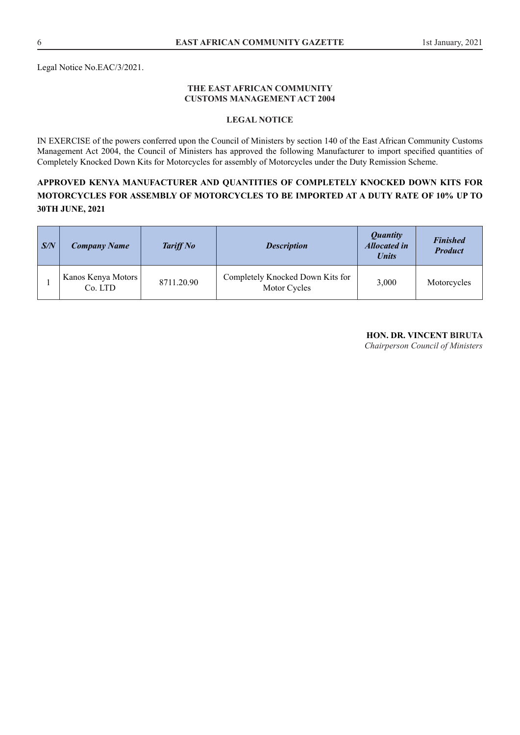Legal Notice No.EAC/3/2021.

**THE EAST AFRICAN COMMUNITY**
**CUSTOMS MANAGEMENT ACT 2004**

**LEGAL NOTICE**

IN EXERCISE of the powers conferred upon the Council of Ministers by section 140 of the East African Community Customs Management Act 2004, the Council of Ministers has approved the following Manufacturer to import specified quantities of Completely Knocked Down Kits for Motorcycles for assembly of Motorcycles under the Duty Remission Scheme.

**APPROVED KENYA MANUFACTURER AND QUANTITIES OF COMPLETELY KNOCKED DOWN KITS FOR MOTORCYCLES FOR ASSEMBLY OF MOTORCYCLES TO BE IMPORTED AT A DUTY RATE OF 10% UP TO 30TH JUNE, 2021**

| *S/N* | *Company Name* | *Tariff No* | *Description* | *Quantity Allocated in Units* | *Finished Product* |
|---|---|---|---|---|---|
| 1 | Kanos Kenya Motors Co. LTD | 8711.20.90 | Completely Knocked Down Kits for Motor Cycles | 3,000 | Motorcycles |

**HON. DR. VINCENT BIRUTA**
*Chairperson Council of Ministers*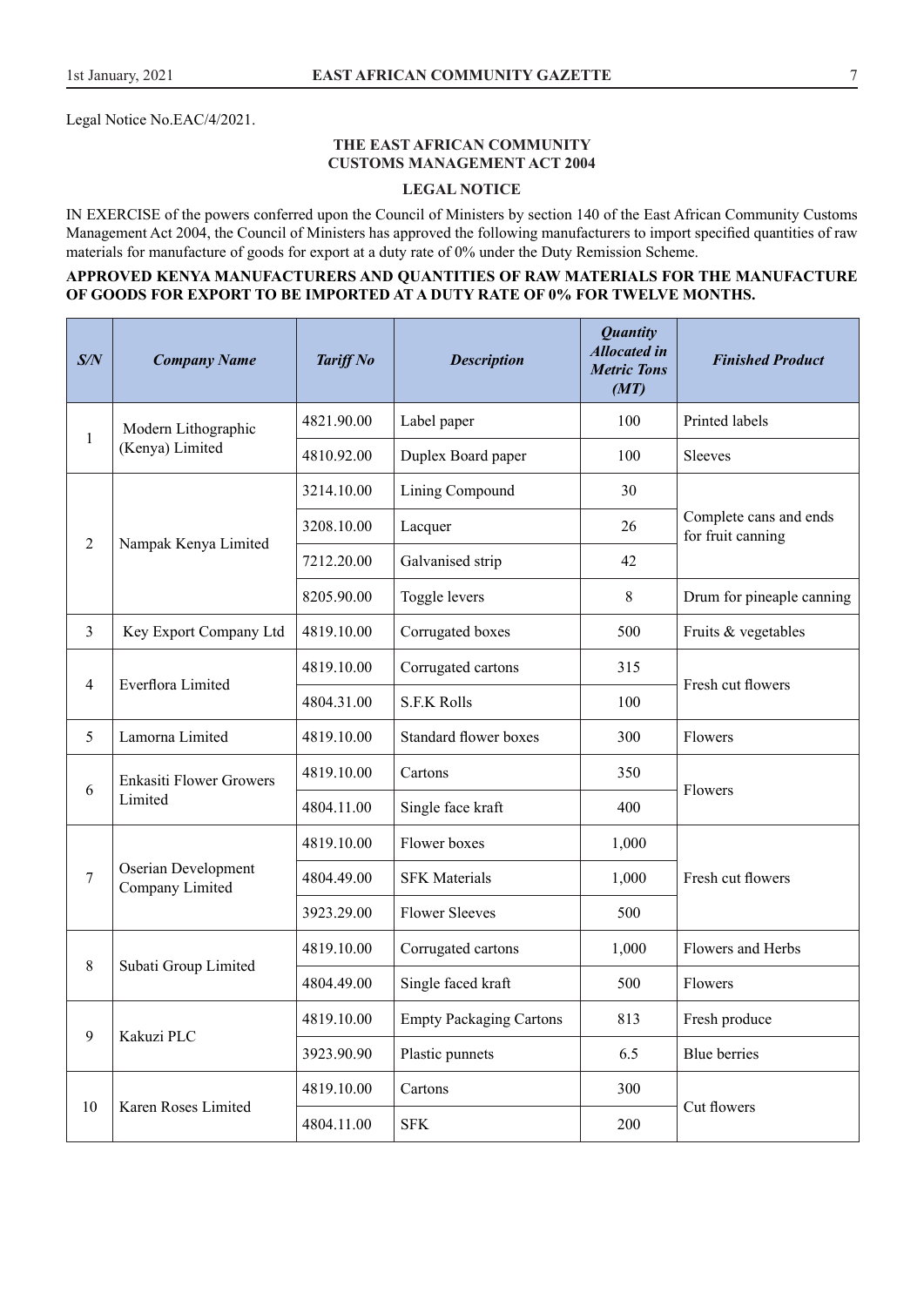Legal Notice No.EAC/4/2021.

### THE EAST AFRICAN COMMUNITY
### CUSTOMS MANAGEMENT ACT 2004

### LEGAL NOTICE

IN EXERCISE of the powers conferred upon the Council of Ministers by section 140 of the East African Community Customs Management Act 2004, the Council of Ministers has approved the following manufacturers to import specified quantities of raw materials for manufacture of goods for export at a duty rate of 0% under the Duty Remission Scheme.

**APPROVED KENYA MANUFACTURERS AND QUANTITIES OF RAW MATERIALS FOR THE MANUFACTURE OF GOODS FOR EXPORT TO BE IMPORTED AT A DUTY RATE OF 0% FOR TWELVE MONTHS.**

| *S/N* | *Company Name* | *Tariff No* | *Description* | *Quantity Allocated in Metric Tons (MT)* | *Finished Product* |
|---|---|---|---|---|---|
| 1 | Modern Lithographic (Kenya) Limited | 4821.90.00 | Label paper | 100 | Printed labels |
| | | 4810.92.00 | Duplex Board paper | 100 | Sleeves |
| 2 | Nampak Kenya Limited | 3214.10.00 | Lining Compound | 30 | Complete cans and ends for fruit canning |
| | | 3208.10.00 | Lacquer | 26 | |
| | | 7212.20.00 | Galvanised strip | 42 | |
| | | 8205.90.00 | Toggle levers | 8 | Drum for pineapple canning |
| 3 | Key Export Company Ltd | 4819.10.00 | Corrugated boxes | 500 | Fruits & vegetables |
| 4 | Everflora Limited | 4819.10.00 | Corrugated cartons | 315 | Fresh cut flowers |
| | | 4804.31.00 | S.F.K Rolls | 100 | |
| 5 | Lamorna Limited | 4819.10.00 | Standard flower boxes | 300 | Flowers |
| 6 | Enkasiti Flower Growers Limited | 4819.10.00 | Cartons | 350 | Flowers |
| | | 4804.11.00 | Single face kraft | 400 | |
| 7 | Oserian Development Company Limited | 4819.10.00 | Flower boxes | 1,000 | Fresh cut flowers |
| | | 4804.49.00 | SFK Materials | 1,000 | |
| | | 3923.29.00 | Flower Sleeves | 500 | |
| 8 | Subati Group Limited | 4819.10.00 | Corrugated cartons | 1,000 | Flowers and Herbs |
| | | 4804.49.00 | Single faced kraft | 500 | Flowers |
| 9 | Kakuzi PLC | 4819.10.00 | Empty Packaging Cartons | 813 | Fresh produce |
| | | 3923.90.90 | Plastic punnets | 6.5 | Blue berries |
| 10 | Karen Roses Limited | 4819.10.00 | Cartons | 300 | Cut flowers |
| | | 4804.11.00 | SFK | 200 | |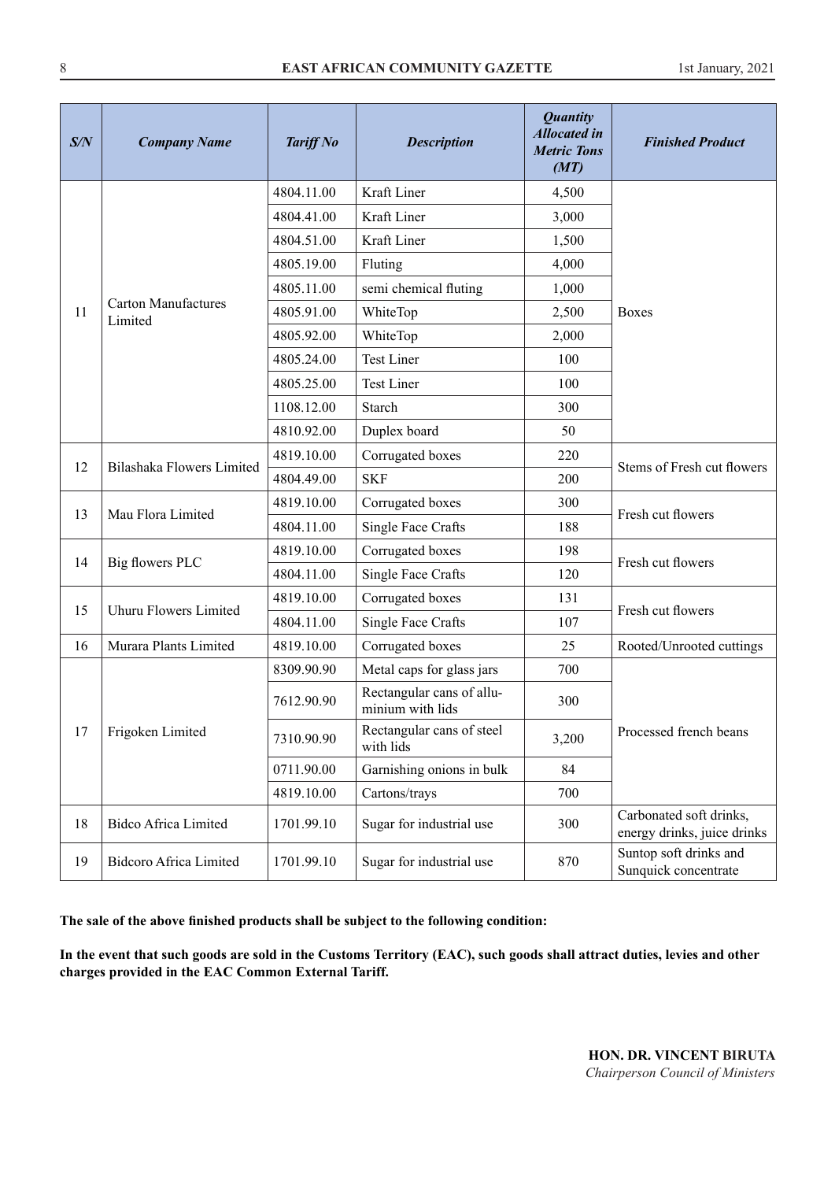| *S/N* | *Company Name* | *Tariff No* | *Description* | *Quantity Allocated in Metric Tons (MT)* | *Finished Product* |
|---|---|---|---|---|---|
| 11 | Carton Manufactures Limited | 4804.11.00 | Kraft Liner | 4,500 | Boxes |
| | | 4804.41.00 | Kraft Liner | 3,000 | |
| | | 4804.51.00 | Kraft Liner | 1,500 | |
| | | 4805.19.00 | Fluting | 4,000 | |
| | | 4805.11.00 | semi chemical fluting | 1,000 | |
| | | 4805.91.00 | WhiteTop | 2,500 | |
| | | 4805.92.00 | WhiteTop | 2,000 | |
| | | 4805.24.00 | Test Liner | 100 | |
| | | 4805.25.00 | Test Liner | 100 | |
| | | 1108.12.00 | Starch | 300 | |
| | | 4810.92.00 | Duplex board | 50 | |
| 12 | Bilashaka Flowers Limited | 4819.10.00 | Corrugated boxes | 220 | Stems of Fresh cut flowers |
| | | 4804.49.00 | SKF | 200 | |
| 13 | Mau Flora Limited | 4819.10.00 | Corrugated boxes | 300 | Fresh cut flowers |
| | | 4804.11.00 | Single Face Crafts | 188 | |
| 14 | Big flowers PLC | 4819.10.00 | Corrugated boxes | 198 | Fresh cut flowers |
| | | 4804.11.00 | Single Face Crafts | 120 | |
| 15 | Uhuru Flowers Limited | 4819.10.00 | Corrugated boxes | 131 | Fresh cut flowers |
| | | 4804.11.00 | Single Face Crafts | 107 | |
| 16 | Murara Plants Limited | 4819.10.00 | Corrugated boxes | 25 | Rooted/Unrooted cuttings |
| 17 | Frigoken Limited | 8309.90.90 | Metal caps for glass jars | 700 | Processed french beans |
| | | 7612.90.90 | Rectangular cans of allu-minium with lids | 300 | |
| | | 7310.90.90 | Rectangular cans of steel with lids | 3,200 | |
| | | 0711.90.00 | Garnishing onions in bulk | 84 | |
| | | 4819.10.00 | Cartons/trays | 700 | |
| 18 | Bidco Africa Limited | 1701.99.10 | Sugar for industrial use | 300 | Carbonated soft drinks, energy drinks, juice drinks |
| 19 | Bidcoro Africa Limited | 1701.99.10 | Sugar for industrial use | 870 | Suntop soft drinks and Sunquick concentrate |

**The sale of the above finished products shall be subject to the following condition:**

**In the event that such goods are sold in the Customs Territory (EAC), such goods shall attract duties, levies and other charges provided in the EAC Common External Tariff.**

**HON. DR. VINCENT BIRUTA**
*Chairperson Council of Ministers*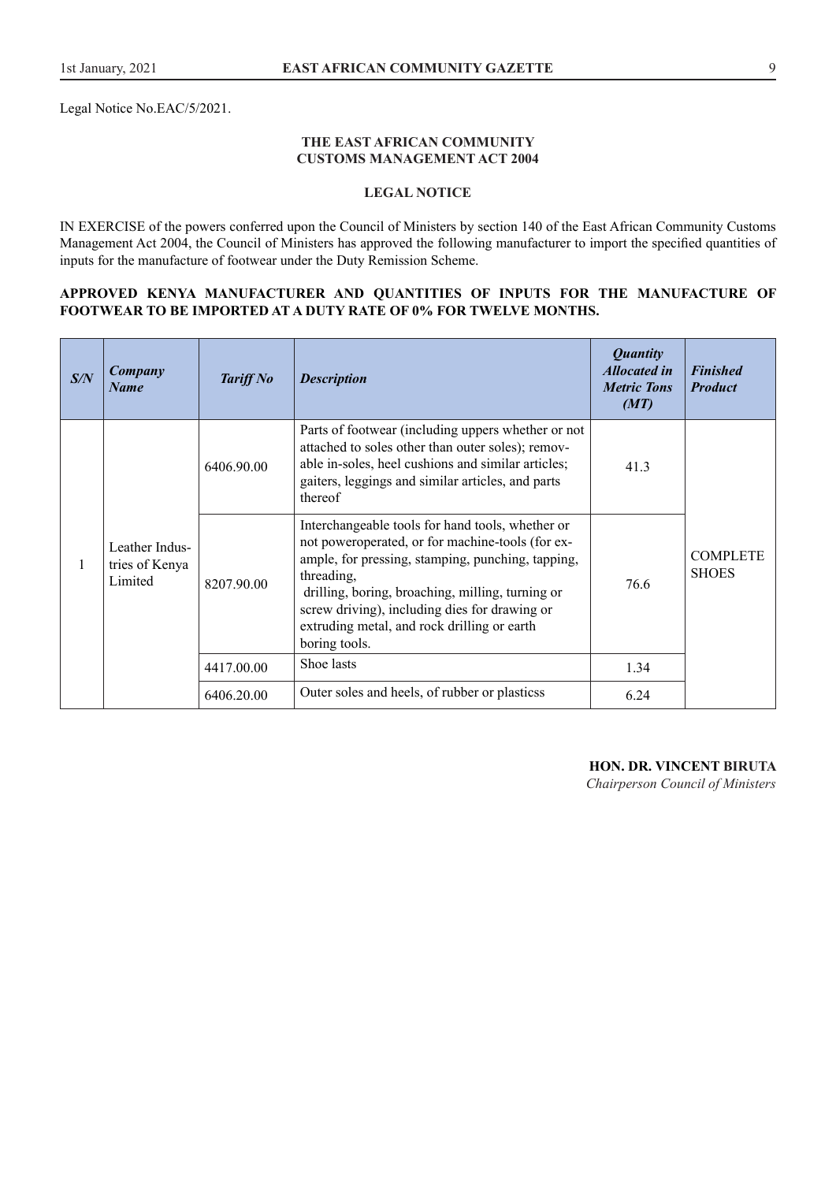Legal Notice No.EAC/5/2021.

### THE EAST AFRICAN COMMUNITY
### CUSTOMS MANAGEMENT ACT 2004

### LEGAL NOTICE

IN EXERCISE of the powers conferred upon the Council of Ministers by section 140 of the East African Community Customs Management Act 2004, the Council of Ministers has approved the following manufacturer to import the specified quantities of inputs for the manufacture of footwear under the Duty Remission Scheme.

**APPROVED KENYA MANUFACTURER AND QUANTITIES OF INPUTS FOR THE MANUFACTURE OF FOOTWEAR TO BE IMPORTED AT A DUTY RATE OF 0% FOR TWELVE MONTHS.**

| *S/N* | *Company Name* | *Tariff No* | *Description* | *Quantity Allocated in Metric Tons (MT)* | *Finished Product* |
|---|---|---|---|---|---|
| 1 | Leather Industries of Kenya Limited | 6406.90.00 | Parts of footwear (including uppers whether or not attached to soles other than outer soles); removable in-soles, heel cushions and similar articles; gaiters, leggings and similar articles, and parts thereof | 41.3 | COMPLETE SHOES |
| | | 8207.90.00 | Interchangeable tools for hand tools, whether or not poweroperated, or for machine-tools (for example, for pressing, stamping, punching, tapping, threading, drilling, boring, broaching, milling, turning or screw driving), including dies for drawing or extruding metal, and rock drilling or earth boring tools. | 76.6 | |
| | | 4417.00.00 | Shoe lasts | 1.34 | |
| | | 6406.20.00 | Outer soles and heels, of rubber or plasticss | 6.24 | |

**HON. DR. VINCENT BIRUTA**
*Chairperson Council of Ministers*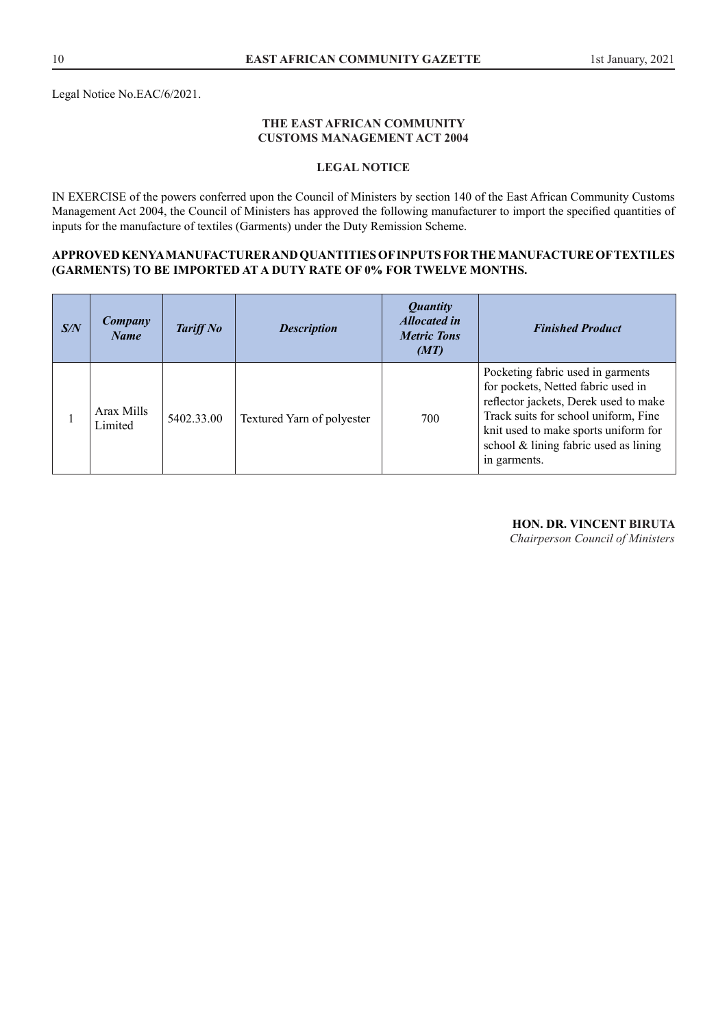Legal Notice No.EAC/6/2021.

**THE EAST AFRICAN COMMUNITY**
**CUSTOMS MANAGEMENT ACT 2004**

**LEGAL NOTICE**

IN EXERCISE of the powers conferred upon the Council of Ministers by section 140 of the East African Community Customs Management Act 2004, the Council of Ministers has approved the following manufacturer to import the specified quantities of inputs for the manufacture of textiles (Garments) under the Duty Remission Scheme.

**APPROVED KENYA MANUFACTURER AND QUANTITIES OF INPUTS FOR THE MANUFACTURE OF TEXTILES (GARMENTS) TO BE IMPORTED AT A DUTY RATE OF 0% FOR TWELVE MONTHS.**

| ***S/N*** | ***Company Name*** | ***Tariff No*** | ***Description*** | ***Quantity Allocated in Metric Tons (MT)*** | ***Finished Product*** |
|---|---|---|---|---|---|
| 1 | Arax Mills Limited | 5402.33.00 | Textured Yarn of polyester | 700 | Pocketing fabric used in garments for pockets, Netted fabric used in reflector jackets, Derek used to make Track suits for school uniform, Fine knit used to make sports uniform for school & lining fabric used as lining in garments. |

**HON. DR. VINCENT BIRUTA**
*Chairperson Council of Ministers*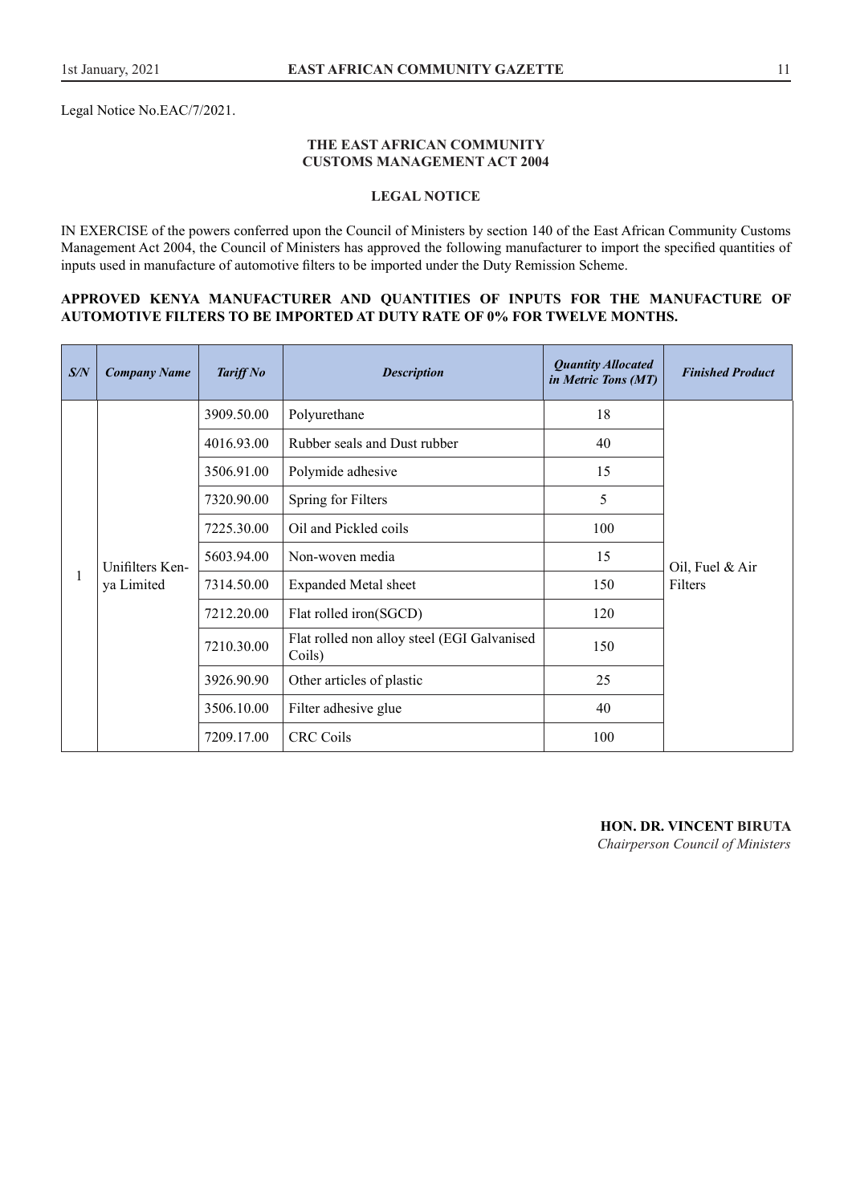Legal Notice No.EAC/7/2021.

**THE EAST AFRICAN COMMUNITY**
**CUSTOMS MANAGEMENT ACT 2004**

**LEGAL NOTICE**

IN EXERCISE of the powers conferred upon the Council of Ministers by section 140 of the East African Community Customs Management Act 2004, the Council of Ministers has approved the following manufacturer to import the specified quantities of inputs used in manufacture of automotive filters to be imported under the Duty Remission Scheme.

**APPROVED KENYA MANUFACTURER AND QUANTITIES OF INPUTS FOR THE MANUFACTURE OF AUTOMOTIVE FILTERS TO BE IMPORTED AT DUTY RATE OF 0% FOR TWELVE MONTHS.**

| S/N | Company Name | Tariff No | Description | Quantity Allocated in Metric Tons (MT) | Finished Product |
|---|---|---|---|---|---|
| 1 | Unifilters Kenya Limited | 3909.50.00 | Polyurethane | 18 | Oil, Fuel & Air Filters |
| | | 4016.93.00 | Rubber seals and Dust rubber | 40 | |
| | | 3506.91.00 | Polymide adhesive | 15 | |
| | | 7320.90.00 | Spring for Filters | 5 | |
| | | 7225.30.00 | Oil and Pickled coils | 100 | |
| | | 5603.94.00 | Non-woven media | 15 | |
| | | 7314.50.00 | Expanded Metal sheet | 150 | |
| | | 7212.20.00 | Flat rolled iron(SGCD) | 120 | |
| | | 7210.30.00 | Flat rolled non alloy steel (EGI Galvanised Coils) | 150 | |
| | | 3926.90.90 | Other articles of plastic | 25 | |
| | | 3506.10.00 | Filter adhesive glue | 40 | |
| | | 7209.17.00 | CRC Coils | 100 | |

**HON. DR. VINCENT BIRUTA**
*Chairperson Council of Ministers*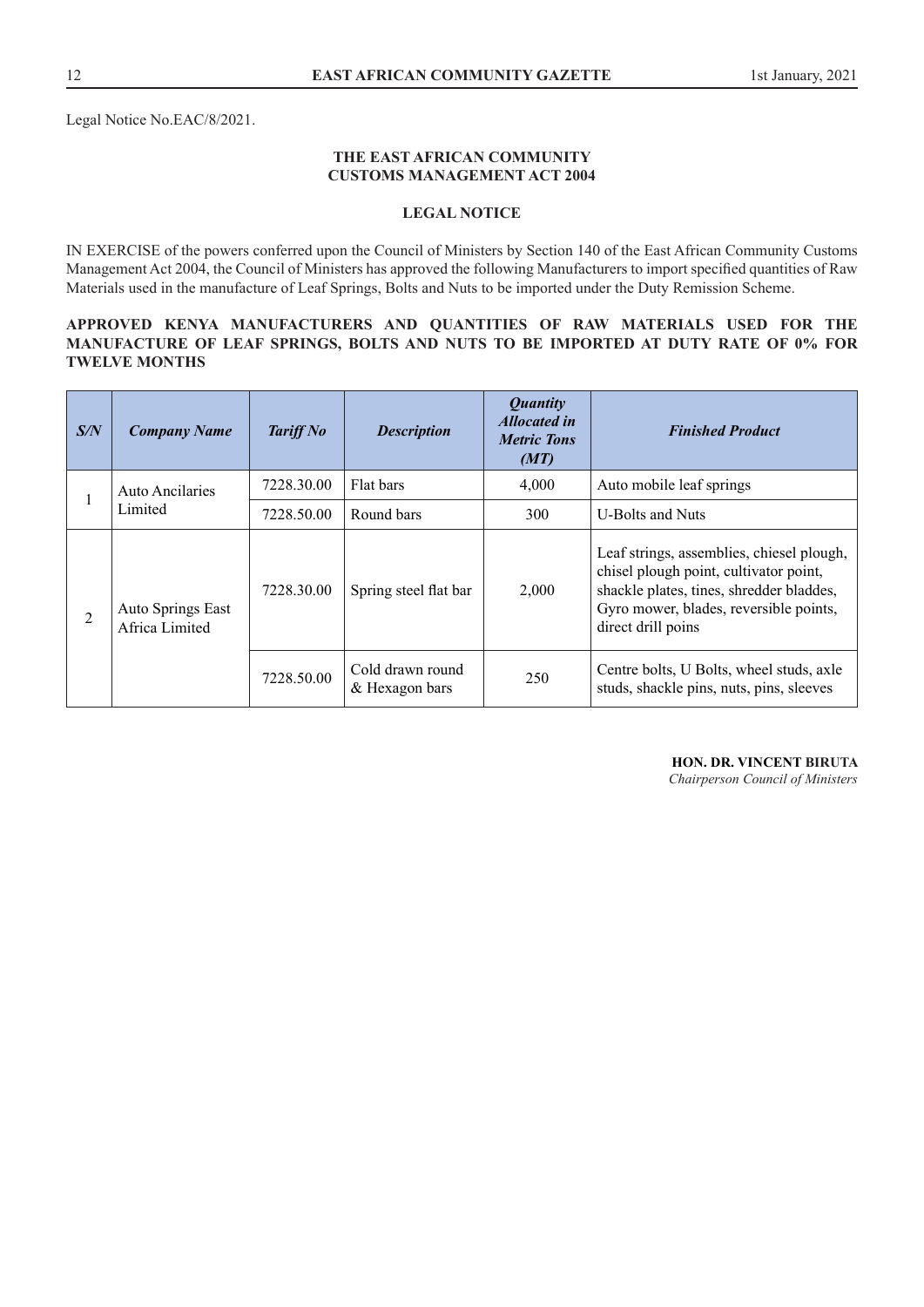Legal Notice No.EAC/8/2021.

**THE EAST AFRICAN COMMUNITY**
**CUSTOMS MANAGEMENT ACT 2004**

**LEGAL NOTICE**

IN EXERCISE of the powers conferred upon the Council of Ministers by Section 140 of the East African Community Customs Management Act 2004, the Council of Ministers has approved the following Manufacturers to import specified quantities of Raw Materials used in the manufacture of Leaf Springs, Bolts and Nuts to be imported under the Duty Remission Scheme.

**APPROVED KENYA MANUFACTURERS AND QUANTITIES OF RAW MATERIALS USED FOR THE MANUFACTURE OF LEAF SPRINGS, BOLTS AND NUTS TO BE IMPORTED AT DUTY RATE OF 0% FOR TWELVE MONTHS**

| *S/N* | *Company Name* | *Tariff No* | *Description* | *Quantity Allocated in Metric Tons (MT)* | *Finished Product* |
|---|---|---|---|---|---|
| 1 | Auto Ancilaries Limited | 7228.30.00 | Flat bars | 4,000 | Auto mobile leaf springs |
| | | 7228.50.00 | Round bars | 300 | U-Bolts and Nuts |
| 2 | Auto Springs East Africa Limited | 7228.30.00 | Spring steel flat bar | 2,000 | Leaf strings, assemblies, chiesel plough, chisel plough point, cultivator point, shackle plates, tines, shredder bladdes, Gyro mower, blades, reversible points, direct drill poins |
| | | 7228.50.00 | Cold drawn round & Hexagon bars | 250 | Centre bolts, U Bolts, wheel studs, axle studs, shackle pins, nuts, pins, sleeves |

**HON. DR. VINCENT BIRUTA**
*Chairperson Council of Ministers*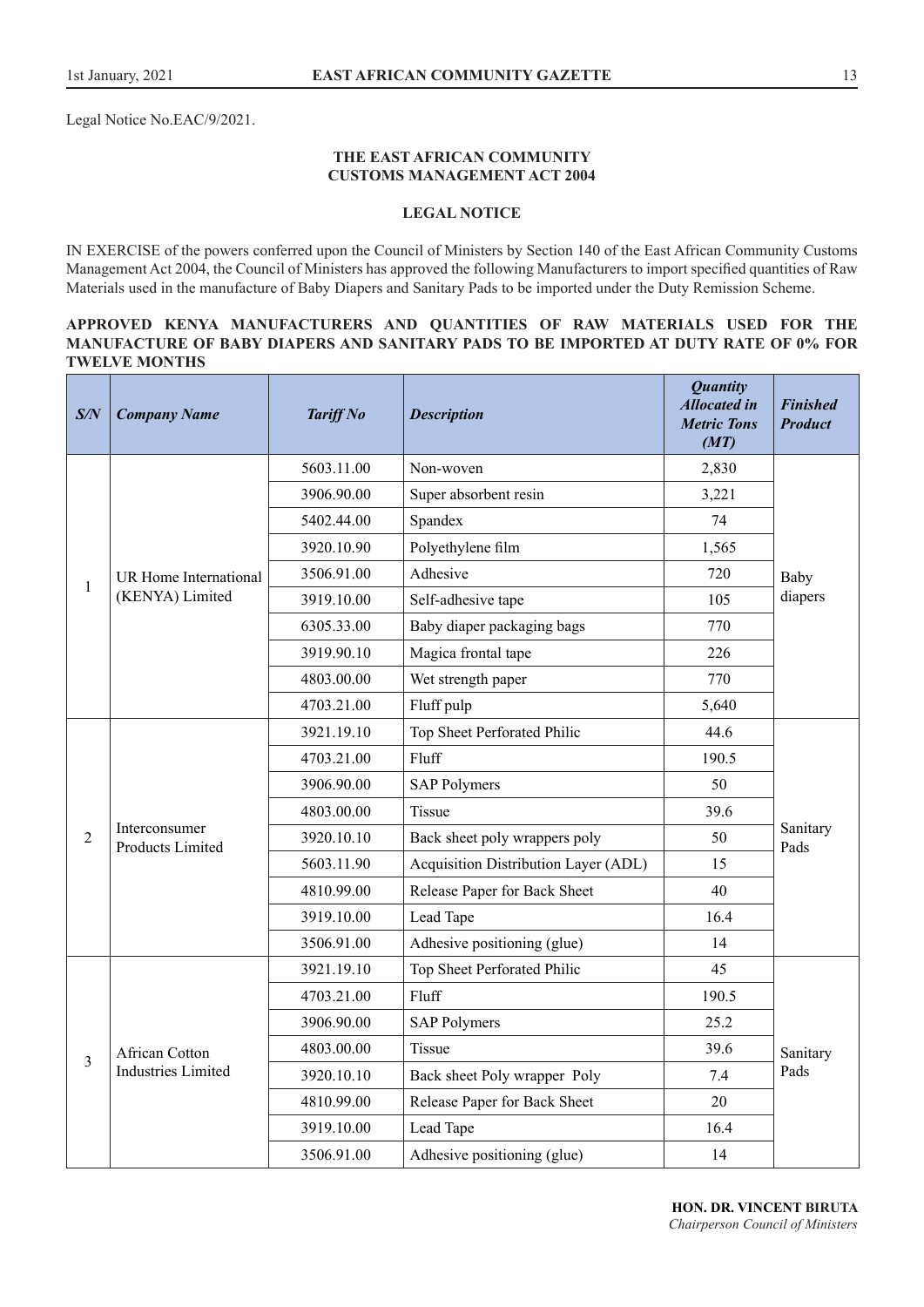Legal Notice No.EAC/9/2021.

**THE EAST AFRICAN COMMUNITY**
**CUSTOMS MANAGEMENT ACT 2004**

**LEGAL NOTICE**

IN EXERCISE of the powers conferred upon the Council of Ministers by Section 140 of the East African Community Customs Management Act 2004, the Council of Ministers has approved the following Manufacturers to import specified quantities of Raw Materials used in the manufacture of Baby Diapers and Sanitary Pads to be imported under the Duty Remission Scheme.

**APPROVED KENYA MANUFACTURERS AND QUANTITIES OF RAW MATERIALS USED FOR THE MANUFACTURE OF BABY DIAPERS AND SANITARY PADS TO BE IMPORTED AT DUTY RATE OF 0% FOR TWELVE MONTHS**

| ***S/N*** | ***Company Name*** | ***Tariff No*** | ***Description*** | ***Quantity Allocated in Metric Tons (MT)*** | ***Finished Product*** |
|---|---|---|---|---|---|
| 1 | UR Home International (KENYA) Limited | 5603.11.00 | Non-woven | 2,830 | Baby diapers |
| | | 3906.90.00 | Super absorbent resin | 3,221 | |
| | | 5402.44.00 | Spandex | 74 | |
| | | 3920.10.90 | Polyethylene film | 1,565 | |
| | | 3506.91.00 | Adhesive | 720 | |
| | | 3919.10.00 | Self-adhesive tape | 105 | |
| | | 6305.33.00 | Baby diaper packaging bags | 770 | |
| | | 3919.90.10 | Magica frontal tape | 226 | |
| | | 4803.00.00 | Wet strength paper | 770 | |
| | | 4703.21.00 | Fluff pulp | 5,640 | |
| 2 | Interconsumer Products Limited | 3921.19.10 | Top Sheet Perforated Philic | 44.6 | Sanitary Pads |
| | | 4703.21.00 | Fluff | 190.5 | |
| | | 3906.90.00 | SAP Polymers | 50 | |
| | | 4803.00.00 | Tissue | 39.6 | |
| | | 3920.10.10 | Back sheet poly wrappers poly | 50 | |
| | | 5603.11.90 | Acquisition Distribution Layer (ADL) | 15 | |
| | | 4810.99.00 | Release Paper for Back Sheet | 40 | |
| | | 3919.10.00 | Lead Tape | 16.4 | |
| | | 3506.91.00 | Adhesive positioning (glue) | 14 | |
| 3 | African Cotton Industries Limited | 3921.19.10 | Top Sheet Perforated Philic | 45 | Sanitary Pads |
| | | 4703.21.00 | Fluff | 190.5 | |
| | | 3906.90.00 | SAP Polymers | 25.2 | |
| | | 4803.00.00 | Tissue | 39.6 | |
| | | 3920.10.10 | Back sheet Poly wrapper Poly | 7.4 | |
| | | 4810.99.00 | Release Paper for Back Sheet | 20 | |
| | | 3919.10.00 | Lead Tape | 16.4 | |
| | | 3506.91.00 | Adhesive positioning (glue) | 14 | |

**HON. DR. VINCENT BIRUTA**
*Chairperson Council of Ministers*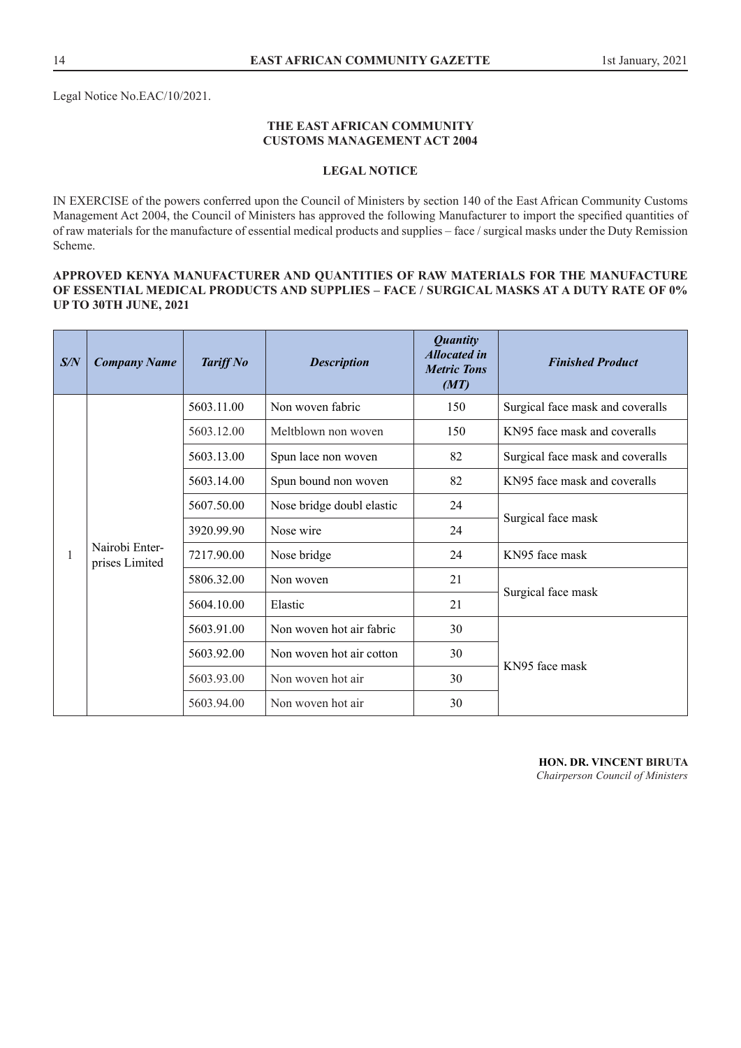Legal Notice No.EAC/10/2021.

**THE EAST AFRICAN COMMUNITY**
**CUSTOMS MANAGEMENT ACT 2004**

**LEGAL NOTICE**

IN EXERCISE of the powers conferred upon the Council of Ministers by section 140 of the East African Community Customs Management Act 2004, the Council of Ministers has approved the following Manufacturer to import the specified quantities of of raw materials for the manufacture of essential medical products and supplies – face / surgical masks under the Duty Remission Scheme.

**APPROVED KENYA MANUFACTURER AND QUANTITIES OF RAW MATERIALS FOR THE MANUFACTURE OF ESSENTIAL MEDICAL PRODUCTS AND SUPPLIES – FACE / SURGICAL MASKS AT A DUTY RATE OF 0% UP TO 30TH JUNE, 2021**

| *S/N* | *Company Name* | *Tariff No* | *Description* | *Quantity Allocated in Metric Tons (MT)* | *Finished Product* |
|---|---|---|---|---|---|
| 1 | Nairobi Enterprises Limited | 5603.11.00 | Non woven fabric | 150 | Surgical face mask and coveralls |
| | | 5603.12.00 | Meltblown non woven | 150 | KN95 face mask and coveralls |
| | | 5603.13.00 | Spun lace non woven | 82 | Surgical face mask and coveralls |
| | | 5603.14.00 | Spun bound non woven | 82 | KN95 face mask and coveralls |
| | | 5607.50.00 | Nose bridge doubl elastic | 24 | Surgical face mask |
| | | 3920.99.90 | Nose wire | 24 | |
| | | 7217.90.00 | Nose bridge | 24 | KN95 face mask |
| | | 5806.32.00 | Non woven | 21 | Surgical face mask |
| | | 5604.10.00 | Elastic | 21 | |
| | | 5603.91.00 | Non woven hot air fabric | 30 | KN95 face mask |
| | | 5603.92.00 | Non woven hot air cotton | 30 | |
| | | 5603.93.00 | Non woven hot air | 30 | |
| | | 5603.94.00 | Non woven hot air | 30 | |

**HON. DR. VINCENT BIRUTA**
*Chairperson Council of Ministers*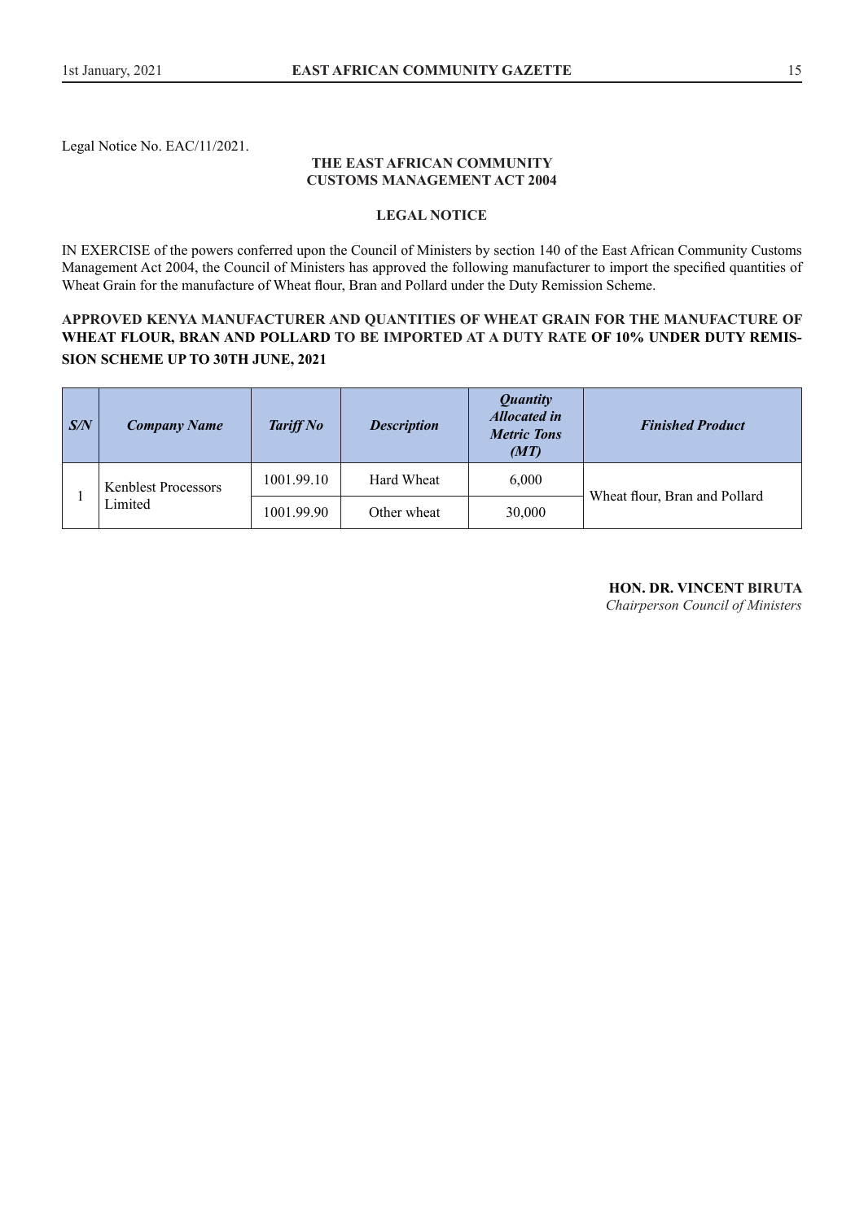Legal Notice No. EAC/11/2021.

**THE EAST AFRICAN COMMUNITY**
**CUSTOMS MANAGEMENT ACT 2004**

**LEGAL NOTICE**

IN EXERCISE of the powers conferred upon the Council of Ministers by section 140 of the East African Community Customs Management Act 2004, the Council of Ministers has approved the following manufacturer to import the specified quantities of Wheat Grain for the manufacture of Wheat flour, Bran and Pollard under the Duty Remission Scheme.

**APPROVED KENYA MANUFACTURER AND QUANTITIES OF WHEAT GRAIN FOR THE MANUFACTURE OF WHEAT FLOUR, BRAN AND POLLARD TO BE IMPORTED AT A DUTY RATE OF 10% UNDER DUTY REMISSION SCHEME UP TO 30TH JUNE, 2021**

| *S/N* | *Company Name* | *Tariff No* | *Description* | *Quantity Allocated in Metric Tons (MT)* | *Finished Product* |
|---|---|---|---|---|---|
| 1 | Kenblest Processors Limited | 1001.99.10 | Hard Wheat | 6,000 | Wheat flour, Bran and Pollard |
| | | 1001.99.90 | Other wheat | 30,000 | |

**HON. DR. VINCENT BIRUTA**
*Chairperson Council of Ministers*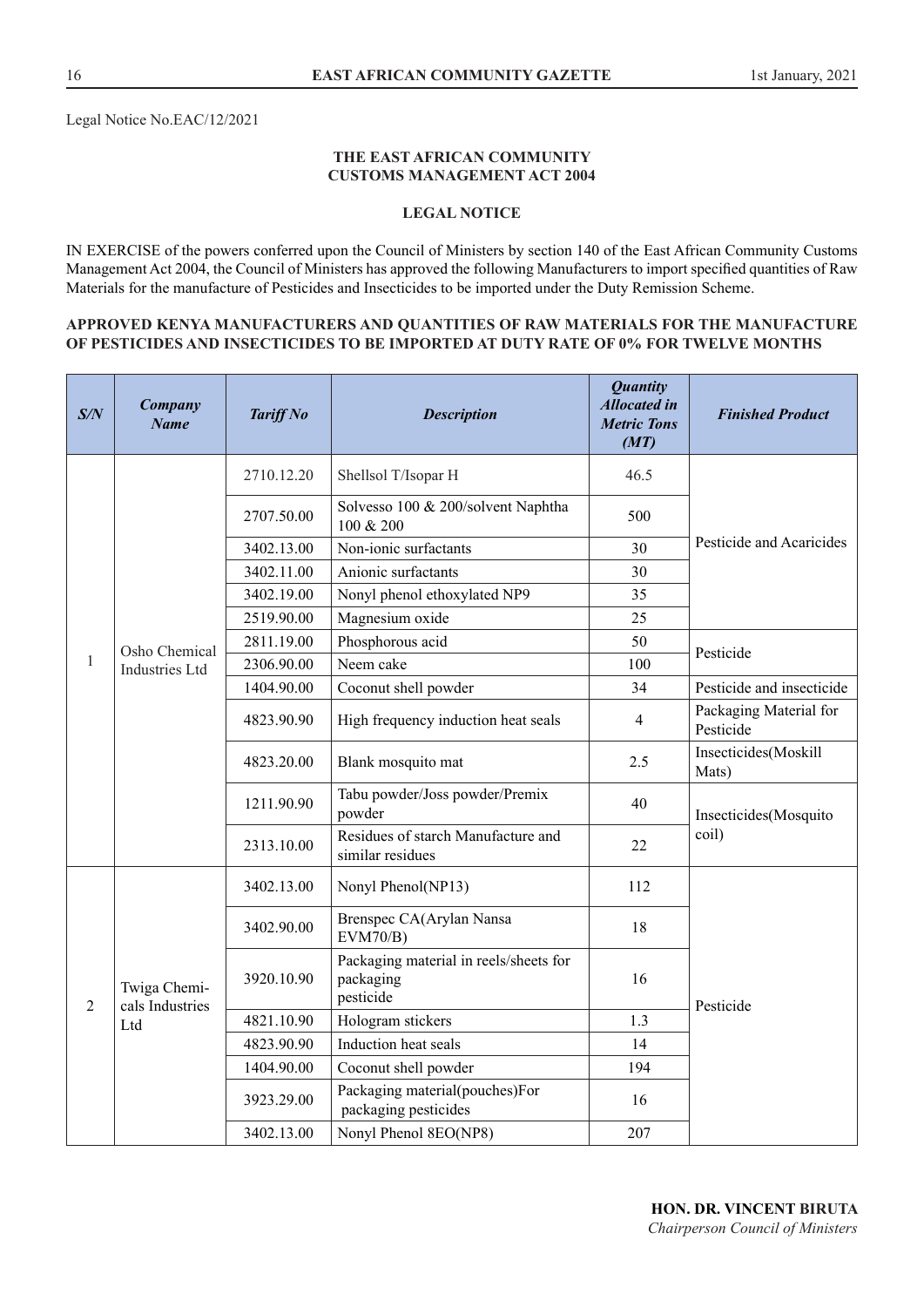Legal Notice No.EAC/12/2021

**THE EAST AFRICAN COMMUNITY**
**CUSTOMS MANAGEMENT ACT 2004**

**LEGAL NOTICE**

IN EXERCISE of the powers conferred upon the Council of Ministers by section 140 of the East African Community Customs Management Act 2004, the Council of Ministers has approved the following Manufacturers to import specified quantities of Raw Materials for the manufacture of Pesticides and Insecticides to be imported under the Duty Remission Scheme.

**APPROVED KENYA MANUFACTURERS AND QUANTITIES OF RAW MATERIALS FOR THE MANUFACTURE OF PESTICIDES AND INSECTICIDES TO BE IMPORTED AT DUTY RATE OF 0% FOR TWELVE MONTHS**

| *S/N* | *Company Name* | *Tariff No* | *Description* | *Quantity Allocated in Metric Tons (MT)* | *Finished Product* |
|---|---|---|---|---|---|
| 1 | Osho Chemical Industries Ltd | 2710.12.20 | Shellsol T/Isopar H | 46.5 | Pesticide and Acaricides |
| | | 2707.50.00 | Solvesso 100 & 200/solvent Naphtha 100 & 200 | 500 | |
| | | 3402.13.00 | Non-ionic surfactants | 30 | |
| | | 3402.11.00 | Anionic surfactants | 30 | |
| | | 3402.19.00 | Nonyl phenol ethoxylated NP9 | 35 | |
| | | 2519.90.00 | Magnesium oxide | 25 | |
| | | 2811.19.00 | Phosphorous acid | 50 | Pesticide |
| | | 2306.90.00 | Neem cake | 100 | |
| | | 1404.90.00 | Coconut shell powder | 34 | Pesticide and insecticide |
| | | 4823.90.90 | High frequency induction heat seals | 4 | Packaging Material for Pesticide |
| | | 4823.20.00 | Blank mosquito mat | 2.5 | Insecticides(Moskill Mats) |
| | | 1211.90.90 | Tabu powder/Joss powder/Premix powder | 40 | Insecticides(Mosquito coil) |
| | | 2313.10.00 | Residues of starch Manufacture and similar residues | 22 | |
| 2 | Twiga Chemicals Industries Ltd | 3402.13.00 | Nonyl Phenol(NP13) | 112 | Pesticide |
| | | 3402.90.00 | Brenspec CA(Arylan Nansa EVM70/B) | 18 | |
| | | 3920.10.90 | Packaging material in reels/sheets for packaging pesticide | 16 | |
| | | 4821.10.90 | Hologram stickers | 1.3 | |
| | | 4823.90.90 | Induction heat seals | 14 | |
| | | 1404.90.00 | Coconut shell powder | 194 | |
| | | 3923.29.00 | Packaging material(pouches)For packaging pesticides | 16 | |
| | | 3402.13.00 | Nonyl Phenol 8EO(NP8) | 207 | |

**HON. DR. VINCENT BIRUTA**
*Chairperson Council of Ministers*